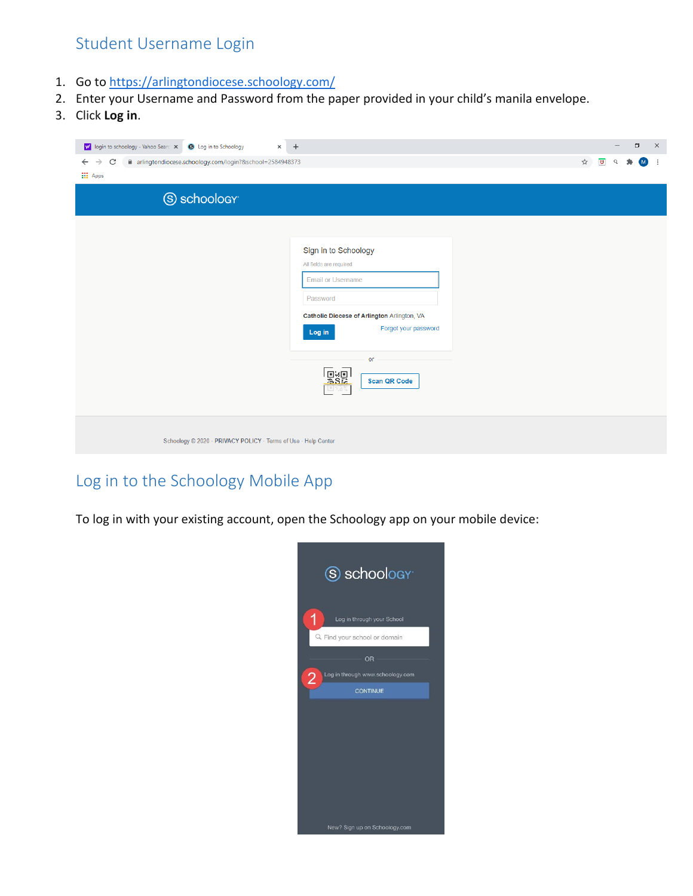## Student Username Login

1. Go to https://arlingtondiocese.schoology.com/
2. Enter your Username and Password from the paper provided in your child's manila envelope.
3. Click **Log in**.

## Log in to the Schoology Mobile App

To log in with your existing account, open the Schoology app on your mobile device: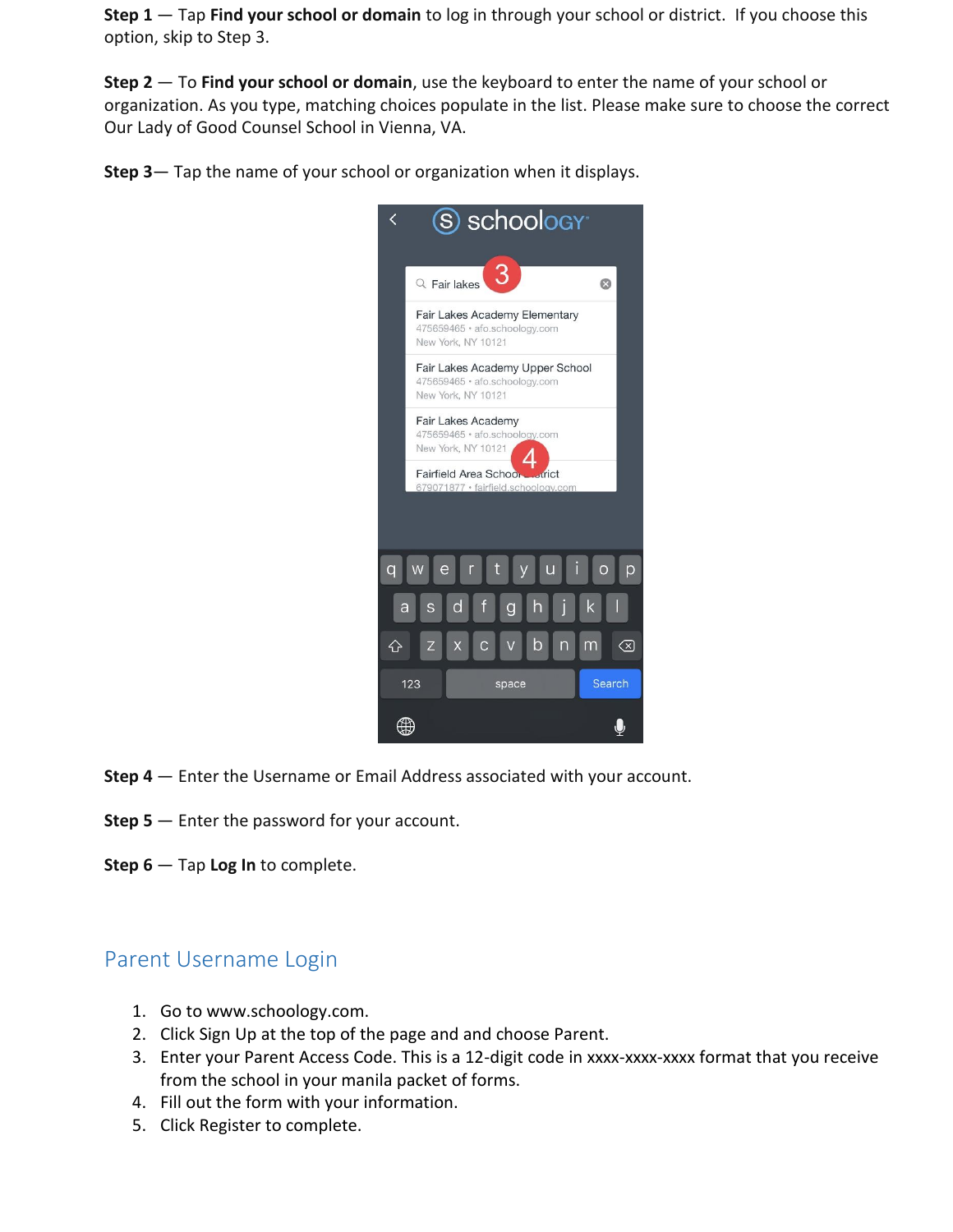**Step 1** — Tap **Find your school or domain** to log in through your school or district. If you choose this option, skip to Step 3.

**Step 2** — To **Find your school or domain**, use the keyboard to enter the name of your school or organization. As you type, matching choices populate in the list. Please make sure to choose the correct Our Lady of Good Counsel School in Vienna, VA.

**Step 3**— Tap the name of your school or organization when it displays.

**Step 4** — Enter the Username or Email Address associated with your account.

**Step 5** — Enter the password for your account.

**Step 6** — Tap **Log In** to complete.

## Parent Username Login

1. Go to www.schoology.com.
2. Click Sign Up at the top of the page and and choose Parent.
3. Enter your Parent Access Code. This is a 12-digit code in xxxx-xxxx-xxxx format that you receive from the school in your manila packet of forms.
4. Fill out the form with your information.
5. Click Register to complete.